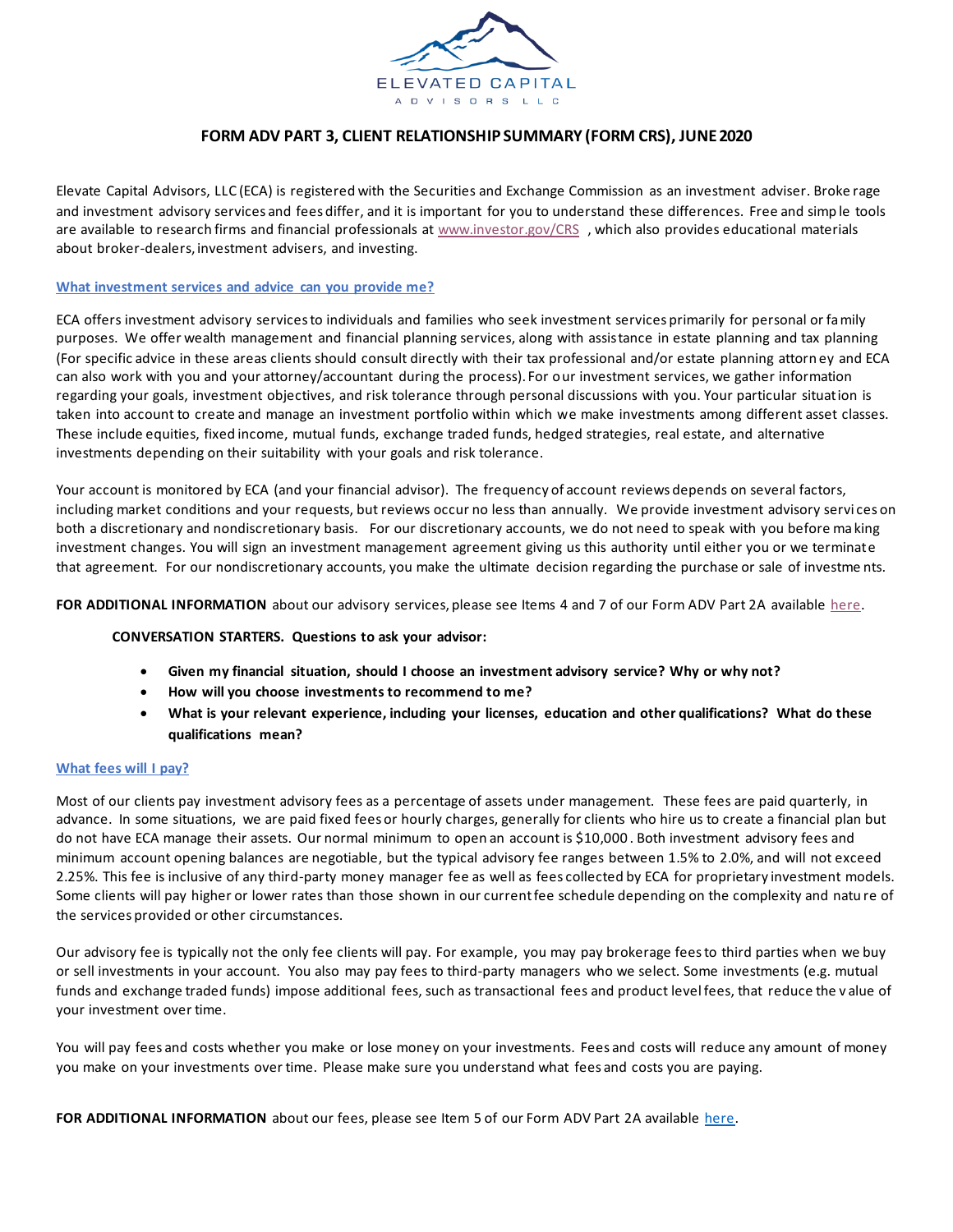ELEVATED CAPITAL

ADVISORS LLC

# FORM ADV PART 3, CLIENT RELATIONSHIP SUMMARY (FORM CRS), JUNE 2020

Elevate Capital Advisors, LLC (ECA) is registered with the Securities and Exchange Commission as an investment adviser. Brokerage and investment advisory services and fees differ, and it is important for you to understand these differences. Free and simple tools are available to research firms and financial professionals at www.investor.gov/CRS , which also provides educational materials about broker-dealers, investment advisers, and investing.

## What investment services and advice can you provide me?

ECA offers investment advisory services to individuals and families who seek investment services primarily for personal or family purposes. We offer wealth management and financial planning services, along with assistance in estate planning and tax planning (For specific advice in these areas clients should consult directly with their tax professional and/or estate planning attorney and ECA can also work with you and your attorney/accountant during the process). For our investment services, we gather information regarding your goals, investment objectives, and risk tolerance through personal discussions with you. Your particular situation is taken into account to create and manage an investment portfolio within which we make investments among different asset classes. These include equities, fixed income, mutual funds, exchange traded funds, hedged strategies, real estate, and alternative investments depending on their suitability with your goals and risk tolerance.

Your account is monitored by ECA (and your financial advisor). The frequency of account reviews depends on several factors, including market conditions and your requests, but reviews occur no less than annually. We provide investment advisory services on both a discretionary and nondiscretionary basis. For our discretionary accounts, we do not need to speak with you before making investment changes. You will sign an investment management agreement giving us this authority until either you or we terminate that agreement. For our nondiscretionary accounts, you make the ultimate decision regarding the purchase or sale of investments.

**FOR ADDITIONAL INFORMATION** about our advisory services, please see Items 4 and 7 of our Form ADV Part 2A available here.

**CONVERSATION STARTERS. Questions to ask your advisor:**

- **Given my financial situation, should I choose an investment advisory service? Why or why not?**
- **How will you choose investments to recommend to me?**
- **What is your relevant experience, including your licenses, education and other qualifications? What do these qualifications mean?**

## What fees will I pay?

Most of our clients pay investment advisory fees as a percentage of assets under management. These fees are paid quarterly, in advance. In some situations, we are paid fixed fees or hourly charges, generally for clients who hire us to create a financial plan but do not have ECA manage their assets. Our normal minimum to open an account is $10,000. Both investment advisory fees and minimum account opening balances are negotiable, but the typical advisory fee ranges between 1.5% to 2.0%, and will not exceed 2.25%. This fee is inclusive of any third-party money manager fee as well as fees collected by ECA for proprietary investment models. Some clients will pay higher or lower rates than those shown in our current fee schedule depending on the complexity and nature of the services provided or other circumstances.

Our advisory fee is typically not the only fee clients will pay. For example, you may pay brokerage fees to third parties when we buy or sell investments in your account. You also may pay fees to third-party managers who we select. Some investments (e.g. mutual funds and exchange traded funds) impose additional fees, such as transactional fees and product level fees, that reduce the value of your investment over time.

You will pay fees and costs whether you make or lose money on your investments. Fees and costs will reduce any amount of money you make on your investments over time. Please make sure you understand what fees and costs you are paying.

**FOR ADDITIONAL INFORMATION** about our fees, please see Item 5 of our Form ADV Part 2A available here.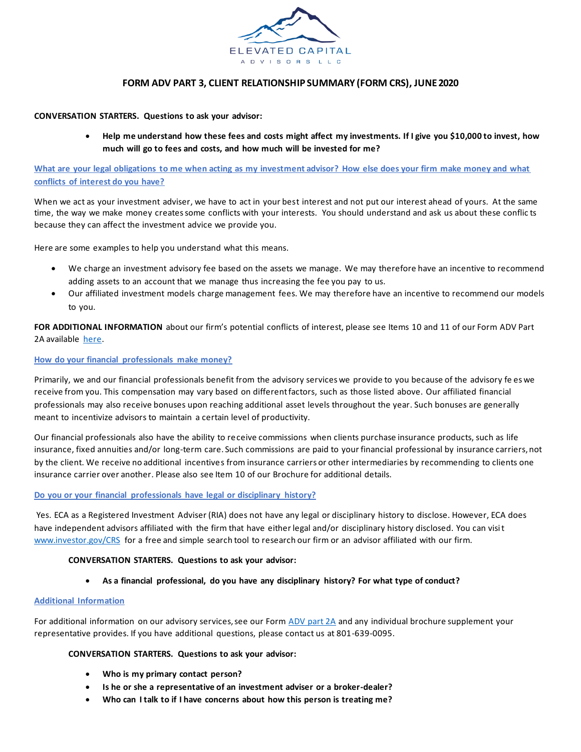ELEVATED CAPITAL

ADVISORS LLC

## FORM ADV PART 3, CLIENT RELATIONSHIP SUMMARY (FORM CRS), JUNE 2020

**CONVERSATION STARTERS. Questions to ask your advisor:**

- **Help me understand how these fees and costs might affect my investments. If I give you $10,000 to invest, how much will go to fees and costs, and how much will be invested for me?**

### What are your legal obligations to me when acting as my investment advisor? How else does your firm make money and what conflicts of interest do you have?

When we act as your investment adviser, we have to act in your best interest and not put our interest ahead of yours. At the same time, the way we make money creates some conflicts with your interests. You should understand and ask us about these conflicts because they can affect the investment advice we provide you.

Here are some examples to help you understand what this means.

- We charge an investment advisory fee based on the assets we manage. We may therefore have an incentive to recommend adding assets to an account that we manage thus increasing the fee you pay to us.
- Our affiliated investment models charge management fees. We may therefore have an incentive to recommend our models to you.

**FOR ADDITIONAL INFORMATION** about our firm's potential conflicts of interest, please see Items 10 and 11 of our Form ADV Part 2A available here.

### How do your financial professionals make money?

Primarily, we and our financial professionals benefit from the advisory services we provide to you because of the advisory fees we receive from you. This compensation may vary based on different factors, such as those listed above. Our affiliated financial professionals may also receive bonuses upon reaching additional asset levels throughout the year. Such bonuses are generally meant to incentivize advisors to maintain a certain level of productivity.

Our financial professionals also have the ability to receive commissions when clients purchase insurance products, such as life insurance, fixed annuities and/or long-term care. Such commissions are paid to your financial professional by insurance carriers, not by the client. We receive no additional incentives from insurance carriers or other intermediaries by recommending to clients one insurance carrier over another. Please also see Item 10 of our Brochure for additional details.

### Do you or your financial professionals have legal or disciplinary history?

Yes. ECA as a Registered Investment Adviser (RIA) does not have any legal or disciplinary history to disclose. However, ECA does have independent advisors affiliated with the firm that have either legal and/or disciplinary history disclosed. You can visit www.investor.gov/CRS for a free and simple search tool to research our firm or an advisor affiliated with our firm.

**CONVERSATION STARTERS. Questions to ask your advisor:**

- **As a financial professional, do you have any disciplinary history? For what type of conduct?**

### Additional Information

For additional information on our advisory services, see our Form ADV part 2A and any individual brochure supplement your representative provides. If you have additional questions, please contact us at 801-639-0095.

**CONVERSATION STARTERS. Questions to ask your advisor:**

- **Who is my primary contact person?**
- **Is he or she a representative of an investment adviser or a broker-dealer?**
- **Who can I talk to if I have concerns about how this person is treating me?**